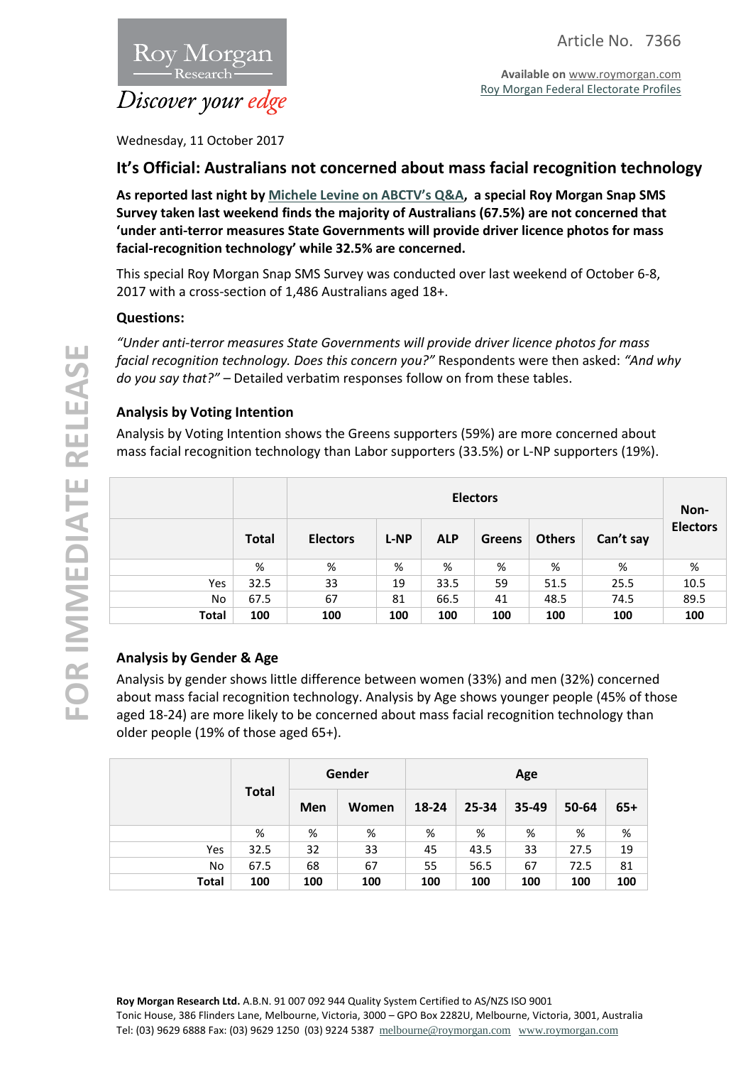Article No. 7366

Available on www.roymorgan.com
Roy Morgan Federal Electorate Profiles

Wednesday, 11 October 2017

# It's Official: Australians not concerned about mass facial recognition technology

**As reported last night by Michele Levine on ABCTV's Q&A, a special Roy Morgan Snap SMS Survey taken last weekend finds the majority of Australians (67.5%) are not concerned that 'under anti-terror measures State Governments will provide driver licence photos for mass facial-recognition technology' while 32.5% are concerned.**

This special Roy Morgan Snap SMS Survey was conducted over last weekend of October 6-8, 2017 with a cross-section of 1,486 Australians aged 18+.

### Questions:

*"Under anti-terror measures State Governments will provide driver licence photos for mass facial recognition technology. Does this concern you?"* Respondents were then asked: *"And why do you say that?"* – Detailed verbatim responses follow on from these tables.

### Analysis by Voting Intention

Analysis by Voting Intention shows the Greens supporters (59%) are more concerned about mass facial recognition technology than Labor supporters (33.5%) or L-NP supporters (19%).

| | | Electors | | | | | | Non-Electors |
|---|---|---|---|---|---|---|---|---|
| | **Total** | **Electors** | **L-NP** | **ALP** | **Greens** | **Others** | **Can't say** | |
| | % | % | % | % | % | % | % | % |
| Yes | 32.5 | 33 | 19 | 33.5 | 59 | 51.5 | 25.5 | 10.5 |
| No | 67.5 | 67 | 81 | 66.5 | 41 | 48.5 | 74.5 | 89.5 |
| **Total** | **100** | **100** | **100** | **100** | **100** | **100** | **100** | **100** |

### Analysis by Gender & Age

Analysis by gender shows little difference between women (33%) and men (32%) concerned about mass facial recognition technology. Analysis by Age shows younger people (45% of those aged 18-24) are more likely to be concerned about mass facial recognition technology than older people (19% of those aged 65+).

| | **Total** | **Gender** | | **Age** | | | | |
|---|---|---|---|---|---|---|---|---|
| | | **Men** | **Women** | **18-24** | **25-34** | **35-49** | **50-64** | **65+** |
| | % | % | % | % | % | % | % | % |
| Yes | 32.5 | 32 | 33 | 45 | 43.5 | 33 | 27.5 | 19 |
| No | 67.5 | 68 | 67 | 55 | 56.5 | 67 | 72.5 | 81 |
| **Total** | **100** | **100** | **100** | **100** | **100** | **100** | **100** | **100** |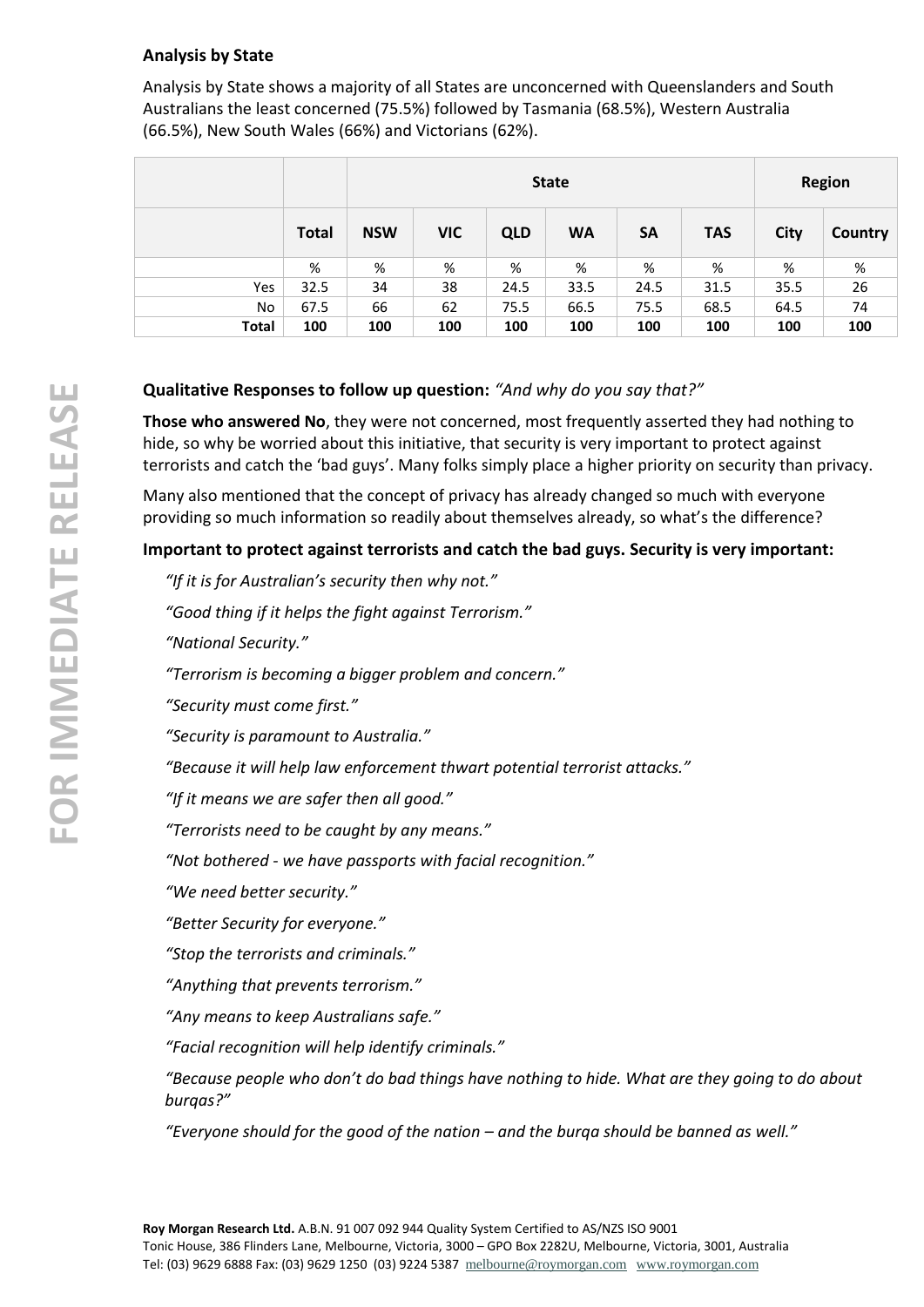**Analysis by State**

Analysis by State shows a majority of all States are unconcerned with Queenslanders and South Australians the least concerned (75.5%) followed by Tasmania (68.5%), Western Australia (66.5%), New South Wales (66%) and Victorians (62%).

| | | State | | | | | | Region | |
|---|---|---|---|---|---|---|---|---|---|
| | **Total** | **NSW** | **VIC** | **QLD** | **WA** | **SA** | **TAS** | **City** | **Country** |
| | % | % | % | % | % | % | % | % | % |
| Yes | 32.5 | 34 | 38 | 24.5 | 33.5 | 24.5 | 31.5 | 35.5 | 26 |
| No | 67.5 | 66 | 62 | 75.5 | 66.5 | 75.5 | 68.5 | 64.5 | 74 |
| **Total** | **100** | **100** | **100** | **100** | **100** | **100** | **100** | **100** | **100** |

**Qualitative Responses to follow up question:** *"And why do you say that?"*

**Those who answered No**, they were not concerned, most frequently asserted they had nothing to hide, so why be worried about this initiative, that security is very important to protect against terrorists and catch the 'bad guys'. Many folks simply place a higher priority on security than privacy.

Many also mentioned that the concept of privacy has already changed so much with everyone providing so much information so readily about themselves already, so what's the difference?

**Important to protect against terrorists and catch the bad guys. Security is very important:**

*"If it is for Australian's security then why not."*

*"Good thing if it helps the fight against Terrorism."*

*"National Security."*

*"Terrorism is becoming a bigger problem and concern."*

*"Security must come first."*

*"Security is paramount to Australia."*

*"Because it will help law enforcement thwart potential terrorist attacks."*

*"If it means we are safer then all good."*

*"Terrorists need to be caught by any means."*

*"Not bothered - we have passports with facial recognition."*

*"We need better security."*

*"Better Security for everyone."*

*"Stop the terrorists and criminals."*

*"Anything that prevents terrorism."*

*"Any means to keep Australians safe."*

*"Facial recognition will help identify criminals."*

*"Because people who don't do bad things have nothing to hide. What are they going to do about burqas?"*

*"Everyone should for the good of the nation – and the burqa should be banned as well."*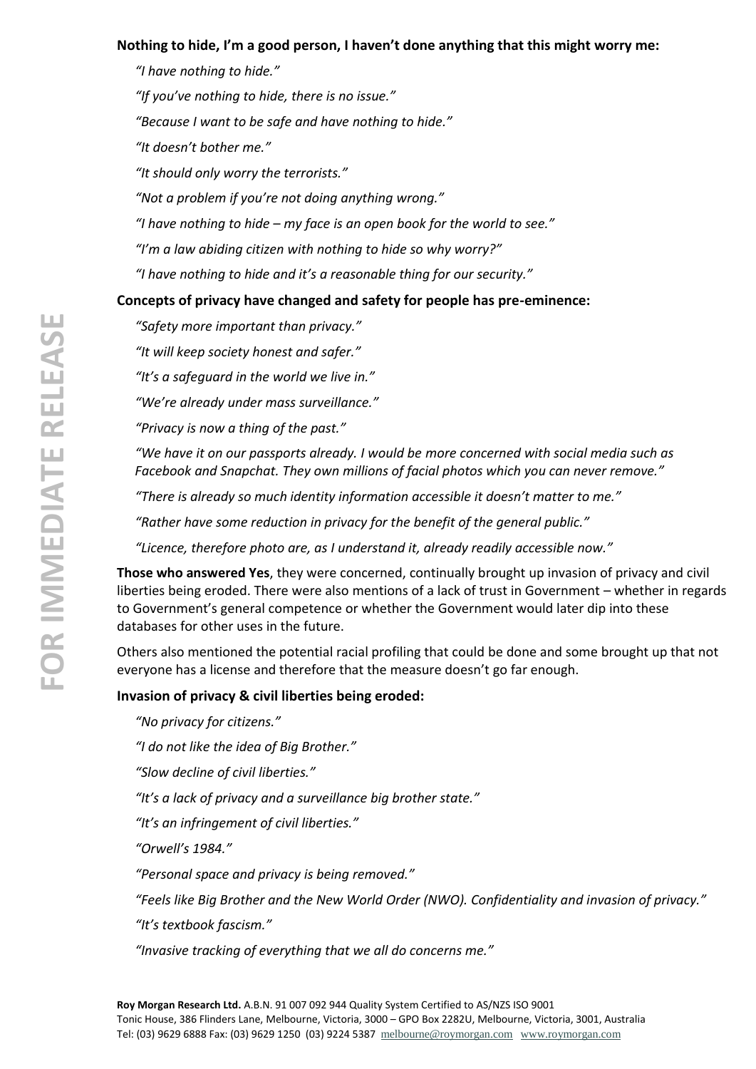**Nothing to hide, I'm a good person, I haven't done anything that this might worry me:**

*"I have nothing to hide."*

*"If you've nothing to hide, there is no issue."*

*"Because I want to be safe and have nothing to hide."*

*"It doesn't bother me."*

*"It should only worry the terrorists."*

*"Not a problem if you're not doing anything wrong."*

*"I have nothing to hide – my face is an open book for the world to see."*

*"I'm a law abiding citizen with nothing to hide so why worry?"*

*"I have nothing to hide and it's a reasonable thing for our security."*

**Concepts of privacy have changed and safety for people has pre-eminence:**

*"Safety more important than privacy."*

*"It will keep society honest and safer."*

*"It's a safeguard in the world we live in."*

*"We're already under mass surveillance."*

*"Privacy is now a thing of the past."*

*"We have it on our passports already. I would be more concerned with social media such as Facebook and Snapchat. They own millions of facial photos which you can never remove."*

*"There is already so much identity information accessible it doesn't matter to me."*

*"Rather have some reduction in privacy for the benefit of the general public."*

*"Licence, therefore photo are, as I understand it, already readily accessible now."*

**Those who answered Yes**, they were concerned, continually brought up invasion of privacy and civil liberties being eroded. There were also mentions of a lack of trust in Government – whether in regards to Government's general competence or whether the Government would later dip into these databases for other uses in the future.

Others also mentioned the potential racial profiling that could be done and some brought up that not everyone has a license and therefore that the measure doesn't go far enough.

**Invasion of privacy & civil liberties being eroded:**

*"No privacy for citizens."*

*"I do not like the idea of Big Brother."*

*"Slow decline of civil liberties."*

*"It's a lack of privacy and a surveillance big brother state."*

*"It's an infringement of civil liberties."*

*"Orwell's 1984."*

*"Personal space and privacy is being removed."*

*"Feels like Big Brother and the New World Order (NWO). Confidentiality and invasion of privacy."*

*"It's textbook fascism."*

*"Invasive tracking of everything that we all do concerns me."*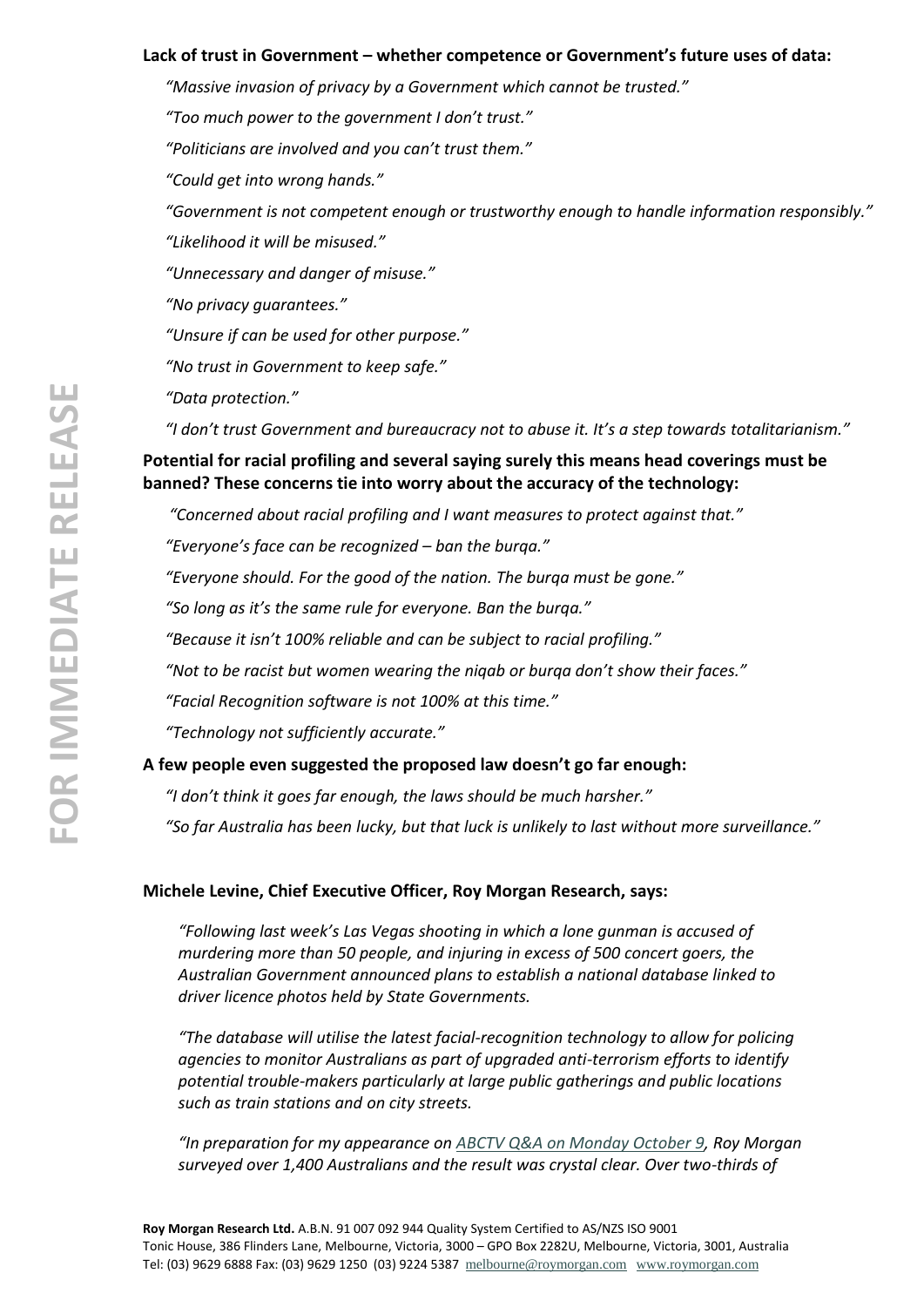**Lack of trust in Government – whether competence or Government's future uses of data:**

*"Massive invasion of privacy by a Government which cannot be trusted."*

*"Too much power to the government I don't trust."*

*"Politicians are involved and you can't trust them."*

*"Could get into wrong hands."*

*"Government is not competent enough or trustworthy enough to handle information responsibly."*

*"Likelihood it will be misused."*

*"Unnecessary and danger of misuse."*

*"No privacy guarantees."*

*"Unsure if can be used for other purpose."*

*"No trust in Government to keep safe."*

*"Data protection."*

*"I don't trust Government and bureaucracy not to abuse it. It's a step towards totalitarianism."*

**Potential for racial profiling and several saying surely this means head coverings must be banned? These concerns tie into worry about the accuracy of the technology:**

*"Concerned about racial profiling and I want measures to protect against that."*

*"Everyone's face can be recognized – ban the burqa."*

*"Everyone should. For the good of the nation. The burqa must be gone."*

*"So long as it's the same rule for everyone. Ban the burqa."*

*"Because it isn't 100% reliable and can be subject to racial profiling."*

*"Not to be racist but women wearing the niqab or burqa don't show their faces."*

*"Facial Recognition software is not 100% at this time."*

*"Technology not sufficiently accurate."*

**A few people even suggested the proposed law doesn't go far enough:**

*"I don't think it goes far enough, the laws should be much harsher."*

*"So far Australia has been lucky, but that luck is unlikely to last without more surveillance."*

**Michele Levine, Chief Executive Officer, Roy Morgan Research, says:**

*"Following last week's Las Vegas shooting in which a lone gunman is accused of murdering more than 50 people, and injuring in excess of 500 concert goers, the Australian Government announced plans to establish a national database linked to driver licence photos held by State Governments.*

*"The database will utilise the latest facial-recognition technology to allow for policing agencies to monitor Australians as part of upgraded anti-terrorism efforts to identify potential trouble-makers particularly at large public gatherings and public locations such as train stations and on city streets.*

*"In preparation for my appearance on ABCTV Q&A on Monday October 9, Roy Morgan surveyed over 1,400 Australians and the result was crystal clear. Over two-thirds of*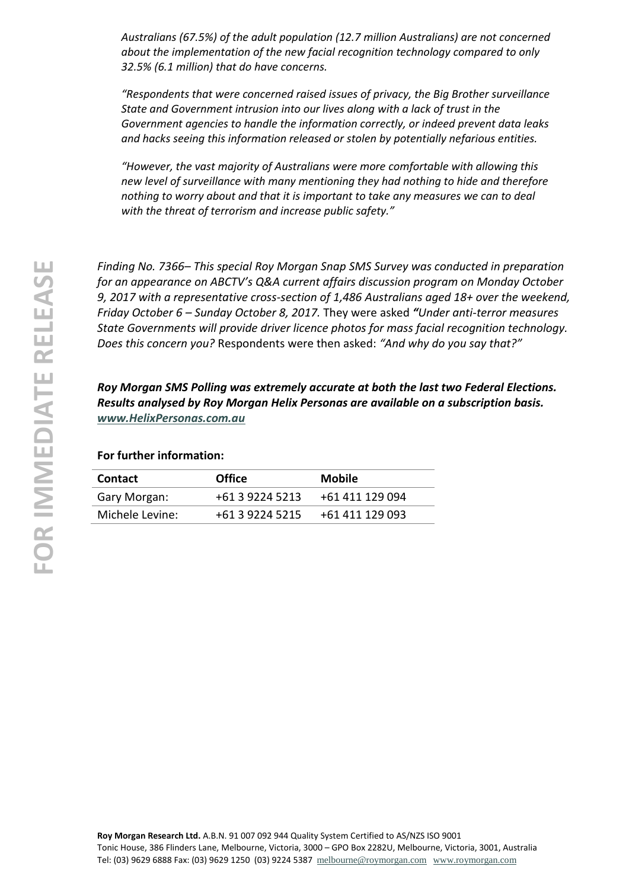*Australians (67.5%) of the adult population (12.7 million Australians) are not concerned about the implementation of the new facial recognition technology compared to only 32.5% (6.1 million) that do have concerns.*

*"Respondents that were concerned raised issues of privacy, the Big Brother surveillance State and Government intrusion into our lives along with a lack of trust in the Government agencies to handle the information correctly, or indeed prevent data leaks and hacks seeing this information released or stolen by potentially nefarious entities.*

*"However, the vast majority of Australians were more comfortable with allowing this new level of surveillance with many mentioning they had nothing to hide and therefore nothing to worry about and that it is important to take any measures we can to deal with the threat of terrorism and increase public safety."*

*Finding No. 7366– This special Roy Morgan Snap SMS Survey was conducted in preparation for an appearance on ABCTV's Q&A current affairs discussion program on Monday October 9, 2017 with a representative cross-section of 1,486 Australians aged 18+ over the weekend, Friday October 6 – Sunday October 8, 2017.* They were asked ***"****Under anti-terror measures State Governments will provide driver licence photos for mass facial recognition technology. Does this concern you?* Respondents were then asked: *"And why do you say that?"*

***Roy Morgan SMS Polling was extremely accurate at both the last two Federal Elections. Results analysed by Roy Morgan Helix Personas are available on a subscription basis. www.HelixPersonas.com.au***

**For further information:**

| Contact | Office | Mobile |
|---|---|---|
| Gary Morgan: | +61 3 9224 5213 | +61 411 129 094 |
| Michele Levine: | +61 3 9224 5215 | +61 411 129 093 |

**Roy Morgan Research Ltd.** A.B.N. 91 007 092 944 Quality System Certified to AS/NZS ISO 9001
Tonic House, 386 Flinders Lane, Melbourne, Victoria, 3000 – GPO Box 2282U, Melbourne, Victoria, 3001, Australia
Tel: (03) 9629 6888 Fax: (03) 9629 1250 (03) 9224 5387 melbourne@roymorgan.com www.roymorgan.com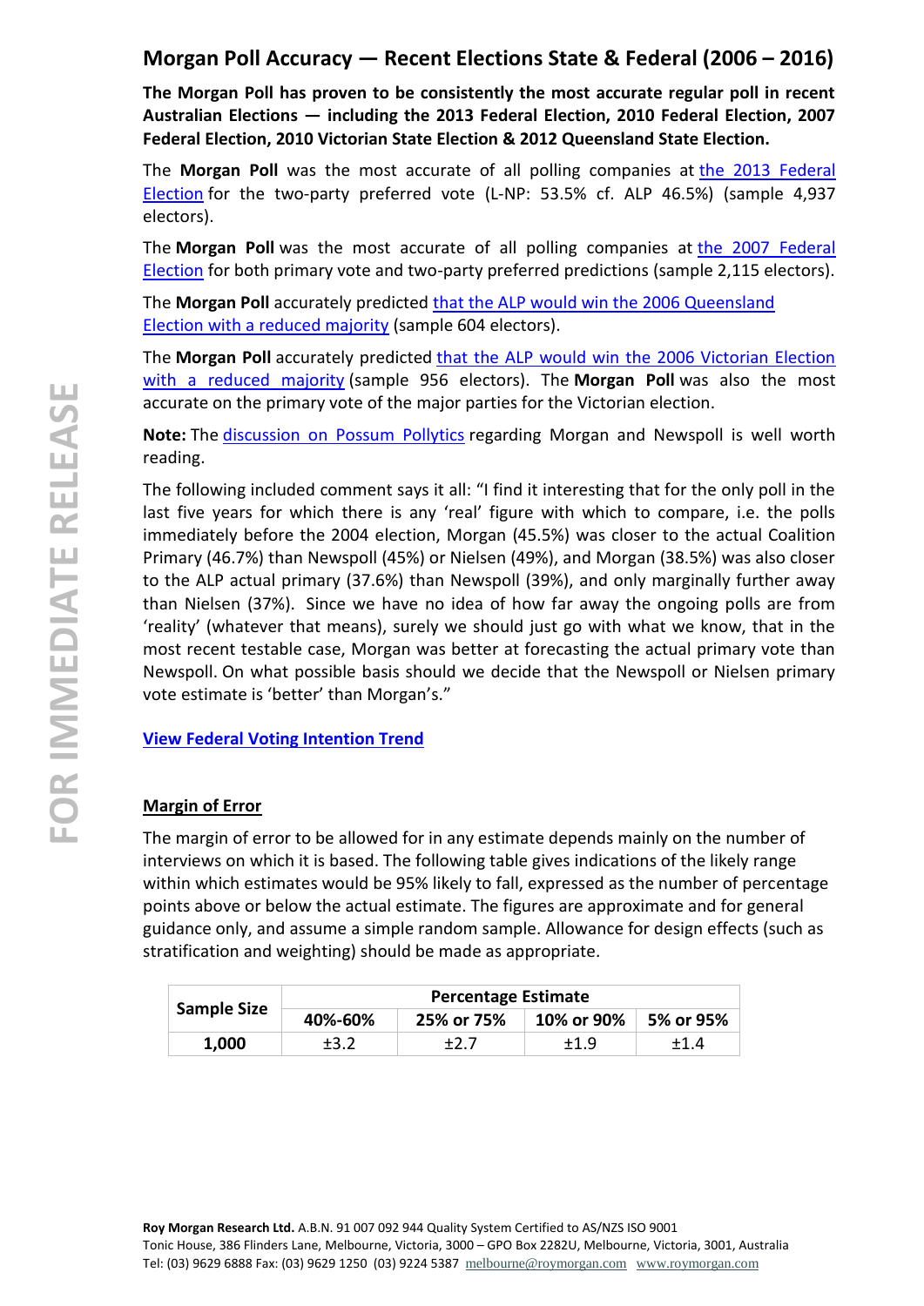# Morgan Poll Accuracy — Recent Elections State & Federal (2006 – 2016)

**The Morgan Poll has proven to be consistently the most accurate regular poll in recent Australian Elections — including the 2013 Federal Election, 2010 Federal Election, 2007 Federal Election, 2010 Victorian State Election & 2012 Queensland State Election.**

The **Morgan Poll** was the most accurate of all polling companies at the 2013 Federal Election for the two-party preferred vote (L-NP: 53.5% cf. ALP 46.5%) (sample 4,937 electors).

The **Morgan Poll** was the most accurate of all polling companies at the 2007 Federal Election for both primary vote and two-party preferred predictions (sample 2,115 electors).

The **Morgan Poll** accurately predicted that the ALP would win the 2006 Queensland Election with a reduced majority (sample 604 electors).

The **Morgan Poll** accurately predicted that the ALP would win the 2006 Victorian Election with a reduced majority (sample 956 electors). The **Morgan Poll** was also the most accurate on the primary vote of the major parties for the Victorian election.

**Note:** The discussion on Possum Pollytics regarding Morgan and Newspoll is well worth reading.

The following included comment says it all: "I find it interesting that for the only poll in the last five years for which there is any 'real' figure with which to compare, i.e. the polls immediately before the 2004 election, Morgan (45.5%) was closer to the actual Coalition Primary (46.7%) than Newspoll (45%) or Nielsen (49%), and Morgan (38.5%) was also closer to the ALP actual primary (37.6%) than Newspoll (39%), and only marginally further away than Nielsen (37%). Since we have no idea of how far away the ongoing polls are from 'reality' (whatever that means), surely we should just go with what we know, that in the most recent testable case, Morgan was better at forecasting the actual primary vote than Newspoll. On what possible basis should we decide that the Newspoll or Nielsen primary vote estimate is 'better' than Morgan's."

**View Federal Voting Intention Trend**

## Margin of Error

The margin of error to be allowed for in any estimate depends mainly on the number of interviews on which it is based. The following table gives indications of the likely range within which estimates would be 95% likely to fall, expressed as the number of percentage points above or below the actual estimate. The figures are approximate and for general guidance only, and assume a simple random sample. Allowance for design effects (such as stratification and weighting) should be made as appropriate.

| Sample Size | Percentage Estimate | | | |
|---|---|---|---|---|
| | 40%-60% | 25% or 75% | 10% or 90% | 5% or 95% |
| **1,000** | ±3.2 | ±2.7 | ±1.9 | ±1.4 |